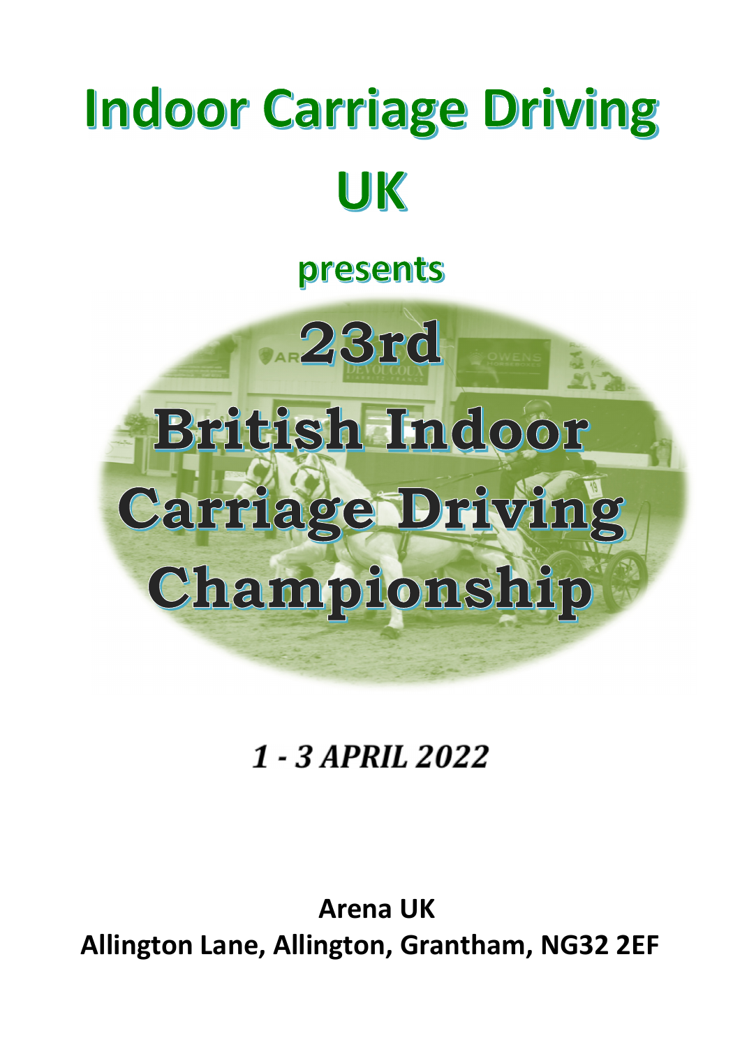# Indoor Carriage Driving UK

presents

# 23rd British Indoor Carriage Driving Championship

***1 - 3 APRIL 2022***

**Arena UK**
**Allington Lane, Allington, Grantham, NG32 2EF**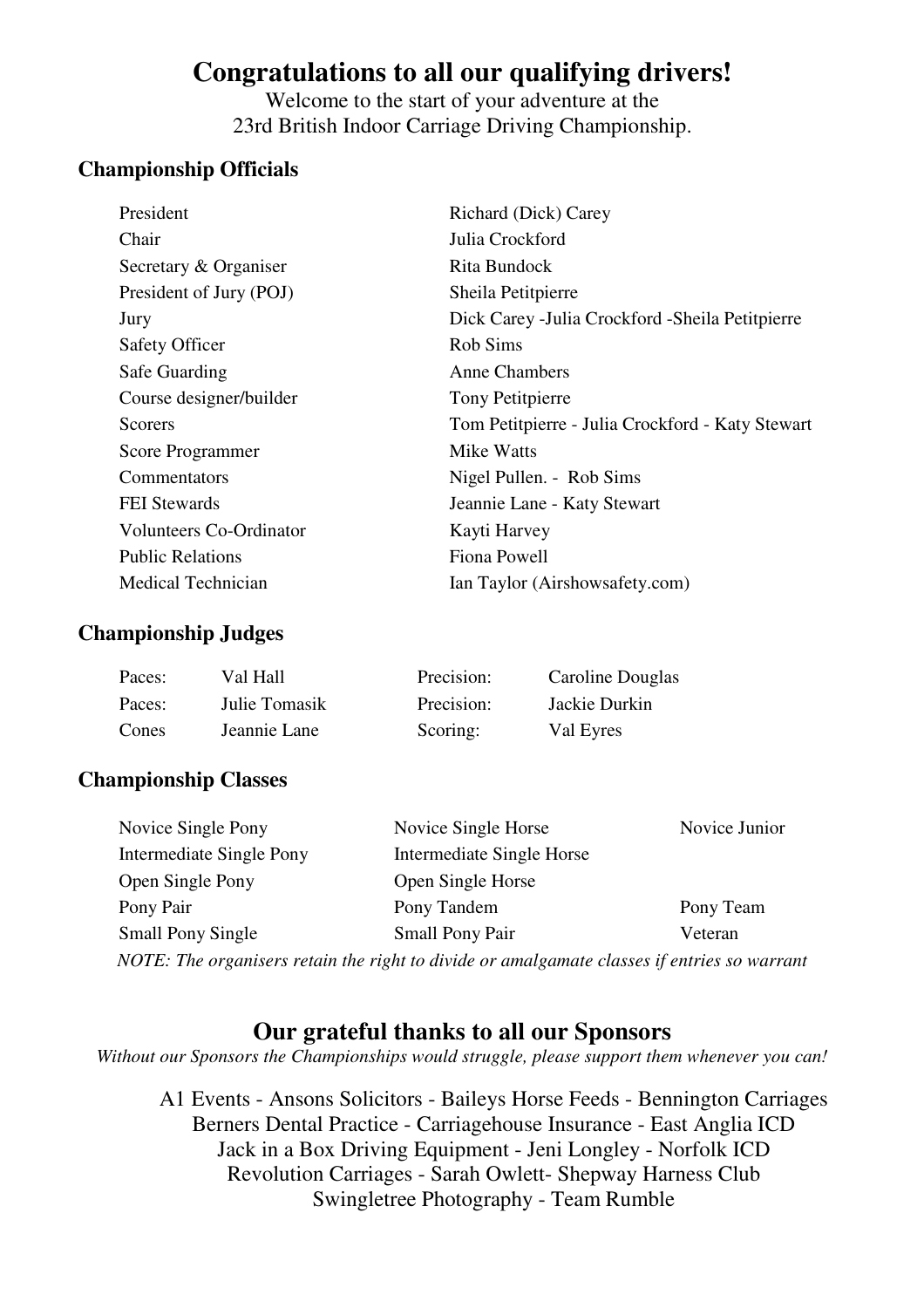# Congratulations to all our qualifying drivers!

Welcome to the start of your adventure at the
23rd British Indoor Carriage Driving Championship.

## Championship Officials

| | |
|---|---|
| President | Richard (Dick) Carey |
| Chair | Julia Crockford |
| Secretary & Organiser | Rita Bundock |
| President of Jury (POJ) | Sheila Petitpierre |
| Jury | Dick Carey -Julia Crockford -Sheila Petitpierre |
| Safety Officer | Rob Sims |
| Safe Guarding | Anne Chambers |
| Course designer/builder | Tony Petitpierre |
| Scorers | Tom Petitpierre - Julia Crockford - Katy Stewart |
| Score Programmer | Mike Watts |
| Commentators | Nigel Pullen. - Rob Sims |
| FEI Stewards | Jeannie Lane - Katy Stewart |
| Volunteers Co-Ordinator | Kayti Harvey |
| Public Relations | Fiona Powell |
| Medical Technician | Ian Taylor (Airshowsafety.com) |

## Championship Judges

| | | | |
|---|---|---|---|
| Paces: | Val Hall | Precision: | Caroline Douglas |
| Paces: | Julie Tomasik | Precision: | Jackie Durkin |
| Cones | Jeannie Lane | Scoring: | Val Eyres |

## Championship Classes

| | | |
|---|---|---|
| Novice Single Pony | Novice Single Horse | Novice Junior |
| Intermediate Single Pony | Intermediate Single Horse | |
| Open Single Pony | Open Single Horse | |
| Pony Pair | Pony Tandem | Pony Team |
| Small Pony Single | Small Pony Pair | Veteran |

*NOTE: The organisers retain the right to divide or amalgamate classes if entries so warrant*

## Our grateful thanks to all our Sponsors

*Without our Sponsors the Championships would struggle, please support them whenever you can!*

A1 Events - Ansons Solicitors - Baileys Horse Feeds - Bennington Carriages
Berners Dental Practice - Carriagehouse Insurance - East Anglia ICD
Jack in a Box Driving Equipment - Jeni Longley - Norfolk ICD
Revolution Carriages - Sarah Owlett- Shepway Harness Club
Swingletree Photography - Team Rumble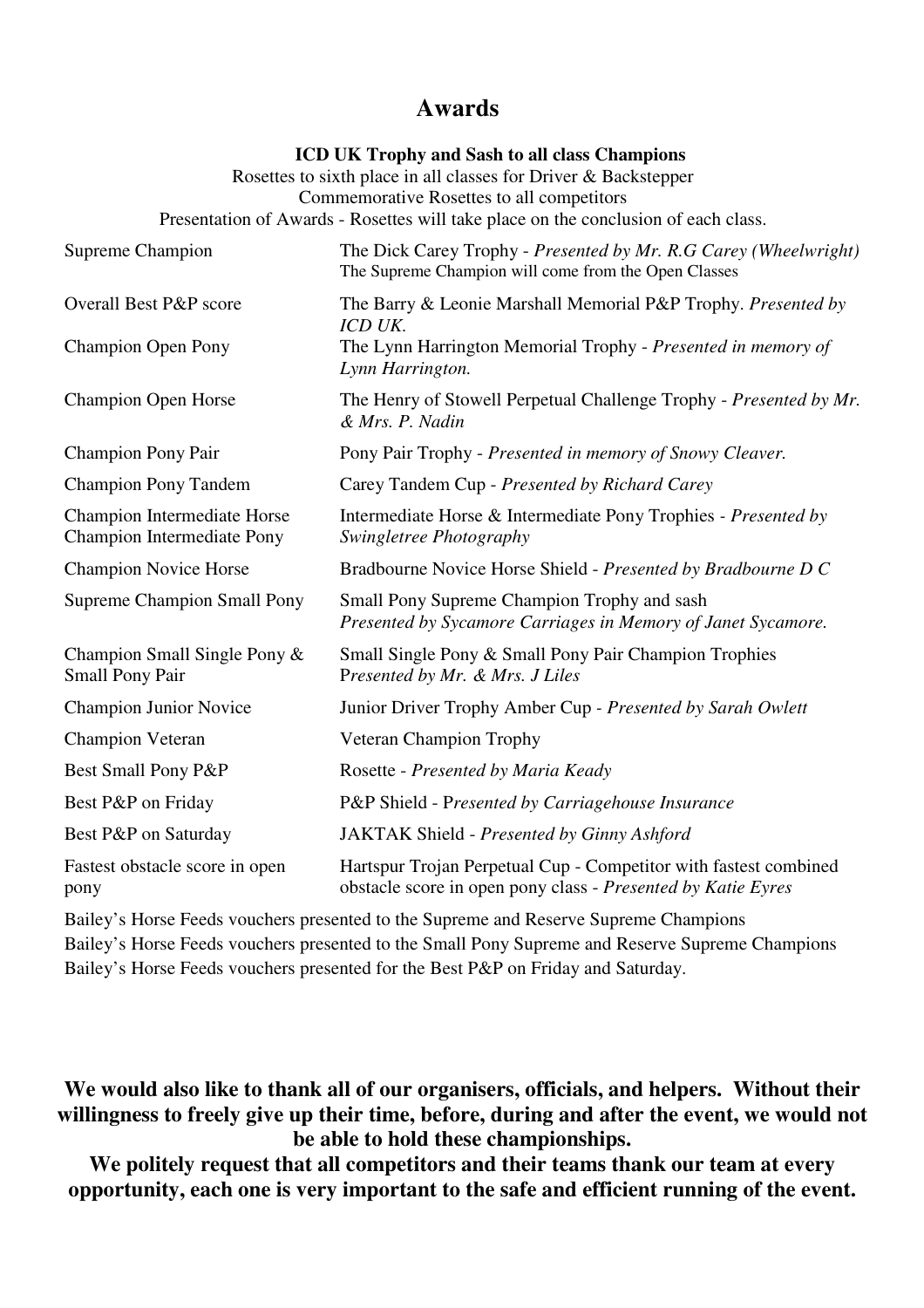# Awards

**ICD UK Trophy and Sash to all class Champions**

Rosettes to sixth place in all classes for Driver & Backstepper

Commemorative Rosettes to all competitors

Presentation of Awards - Rosettes will take place on the conclusion of each class.

| | |
|---|---|
| Supreme Champion | The Dick Carey Trophy - *Presented by Mr. R.G Carey (Wheelwright)* The Supreme Champion will come from the Open Classes |
| Overall Best P&P score | The Barry & Leonie Marshall Memorial P&P Trophy. *Presented by ICD UK.* |
| Champion Open Pony | The Lynn Harrington Memorial Trophy - *Presented in memory of Lynn Harrington.* |
| Champion Open Horse | The Henry of Stowell Perpetual Challenge Trophy - *Presented by Mr. & Mrs. P. Nadin* |
| Champion Pony Pair | Pony Pair Trophy - *Presented in memory of Snowy Cleaver.* |
| Champion Pony Tandem | Carey Tandem Cup - *Presented by Richard Carey* |
| Champion Intermediate Horse<br>Champion Intermediate Pony | Intermediate Horse & Intermediate Pony Trophies - *Presented by Swingletree Photography* |
| Champion Novice Horse | Bradbourne Novice Horse Shield - *Presented by Bradbourne D C* |
| Supreme Champion Small Pony | Small Pony Supreme Champion Trophy and sash *Presented by Sycamore Carriages in Memory of Janet Sycamore.* |
| Champion Small Single Pony & Small Pony Pair | Small Single Pony & Small Pony Pair Champion Trophies *Presented by Mr. & Mrs. J Liles* |
| Champion Junior Novice | Junior Driver Trophy Amber Cup - *Presented by Sarah Owlett* |
| Champion Veteran | Veteran Champion Trophy |
| Best Small Pony P&P | Rosette - *Presented by Maria Keady* |
| Best P&P on Friday | P&P Shield - *Presented by Carriagehouse Insurance* |
| Best P&P on Saturday | JAKTAK Shield - *Presented by Ginny Ashford* |
| Fastest obstacle score in open pony | Hartspur Trojan Perpetual Cup - Competitor with fastest combined obstacle score in open pony class - *Presented by Katie Eyres* |

Bailey's Horse Feeds vouchers presented to the Supreme and Reserve Supreme Champions

Bailey's Horse Feeds vouchers presented to the Small Pony Supreme and Reserve Supreme Champions

Bailey's Horse Feeds vouchers presented for the Best P&P on Friday and Saturday.

**We would also like to thank all of our organisers, officials, and helpers. Without their willingness to freely give up their time, before, during and after the event, we would not be able to hold these championships.**

**We politely request that all competitors and their teams thank our team at every opportunity, each one is very important to the safe and efficient running of the event.**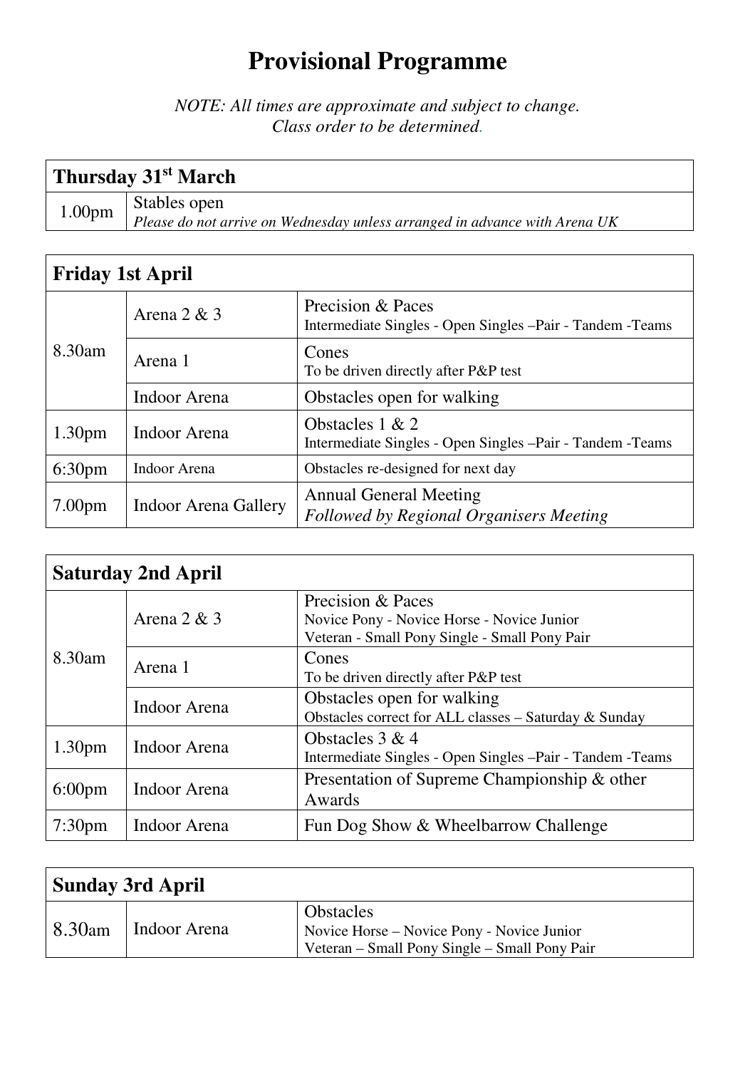# Provisional Programme

*NOTE: All times are approximate and subject to change.*
*Class order to be determined.*

| **Thursday 31st March** | |
|---|---|
| 1.00pm | Stables open<br>*Please do not arrive on Wednesday unless arranged in advance with Arena UK* |

| **Friday 1st April** | | |
|---|---|---|
| 8.30am | Arena 2 & 3 | Precision & Paces<br>Intermediate Singles - Open Singles –Pair - Tandem -Teams |
| | Arena 1 | Cones<br>To be driven directly after P&P test |
| | Indoor Arena | Obstacles open for walking |
| 1.30pm | Indoor Arena | Obstacles 1 & 2<br>Intermediate Singles - Open Singles –Pair - Tandem -Teams |
| 6:30pm | Indoor Arena | Obstacles re-designed for next day |
| 7.00pm | Indoor Arena Gallery | Annual General Meeting<br>*Followed by Regional Organisers Meeting* |

| **Saturday 2nd April** | | |
|---|---|---|
| 8.30am | Arena 2 & 3 | Precision & Paces<br>Novice Pony - Novice Horse - Novice Junior<br>Veteran - Small Pony Single - Small Pony Pair |
| | Arena 1 | Cones<br>To be driven directly after P&P test |
| | Indoor Arena | Obstacles open for walking<br>Obstacles correct for ALL classes – Saturday & Sunday |
| 1.30pm | Indoor Arena | Obstacles 3 & 4<br>Intermediate Singles - Open Singles –Pair - Tandem -Teams |
| 6:00pm | Indoor Arena | Presentation of Supreme Championship & other Awards |
| 7:30pm | Indoor Arena | Fun Dog Show & Wheelbarrow Challenge |

| **Sunday 3rd April** | | |
|---|---|---|
| 8.30am | Indoor Arena | Obstacles<br>Novice Horse – Novice Pony - Novice Junior<br>Veteran – Small Pony Single – Small Pony Pair |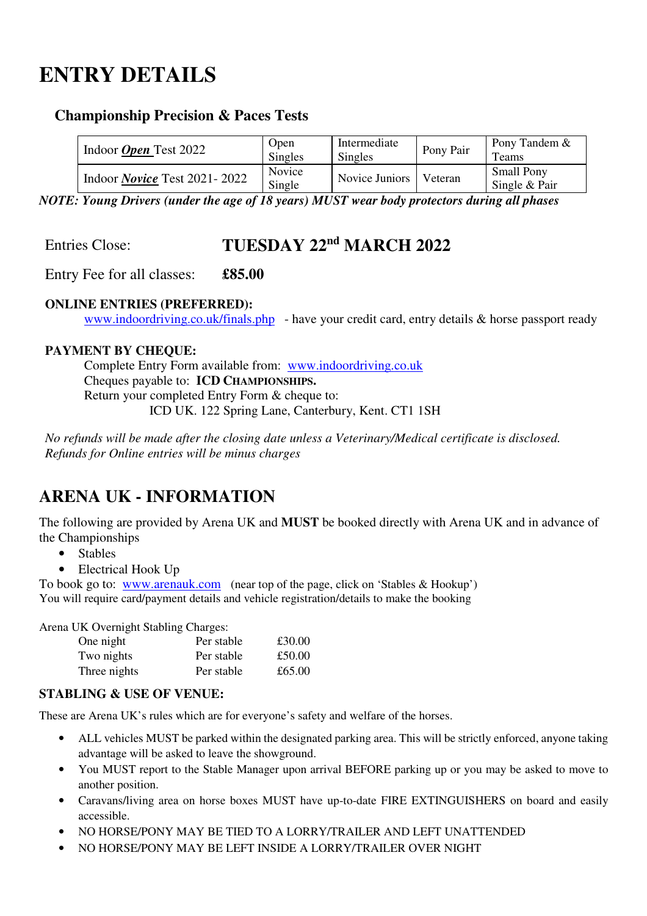# ENTRY DETAILS

## Championship Precision & Paces Tests

| Indoor ***Open*** Test 2022 | Open Singles | Intermediate Singles | Pony Pair | Pony Tandem & Teams |
|---|---|---|---|---|
| Indoor ***Novice*** Test 2021- 2022 | Novice Single | Novice Juniors | Veteran | Small Pony Single & Pair |

***NOTE: Young Drivers (under the age of 18 years) MUST wear body protectors during all phases***

Entries Close: **TUESDAY 22nd MARCH 2022**

Entry Fee for all classes: **£85.00**

**ONLINE ENTRIES (PREFERRED):**

www.indoordriving.co.uk/finals.php - have your credit card, entry details & horse passport ready

**PAYMENT BY CHEQUE:**

Complete Entry Form available from: www.indoordriving.co.uk

Cheques payable to: **ICD CHAMPIONSHIPS.**

Return your completed Entry Form & cheque to:

ICD UK. 122 Spring Lane, Canterbury, Kent. CT1 1SH

*No refunds will be made after the closing date unless a Veterinary/Medical certificate is disclosed.*
*Refunds for Online entries will be minus charges*

# ARENA UK - INFORMATION

The following are provided by Arena UK and **MUST** be booked directly with Arena UK and in advance of the Championships

- Stables
- Electrical Hook Up

To book go to: www.arenauk.com (near top of the page, click on 'Stables & Hookup')
You will require card/payment details and vehicle registration/details to make the booking

Arena UK Overnight Stabling Charges:

| | | |
|---|---|---|
| One night | Per stable | £30.00 |
| Two nights | Per stable | £50.00 |
| Three nights | Per stable | £65.00 |

### STABLING & USE OF VENUE:

These are Arena UK's rules which are for everyone's safety and welfare of the horses.

- ALL vehicles MUST be parked within the designated parking area. This will be strictly enforced, anyone taking advantage will be asked to leave the showground.
- You MUST report to the Stable Manager upon arrival BEFORE parking up or you may be asked to move to another position.
- Caravans/living area on horse boxes MUST have up-to-date FIRE EXTINGUISHERS on board and easily accessible.
- NO HORSE/PONY MAY BE TIED TO A LORRY/TRAILER AND LEFT UNATTENDED
- NO HORSE/PONY MAY BE LEFT INSIDE A LORRY/TRAILER OVER NIGHT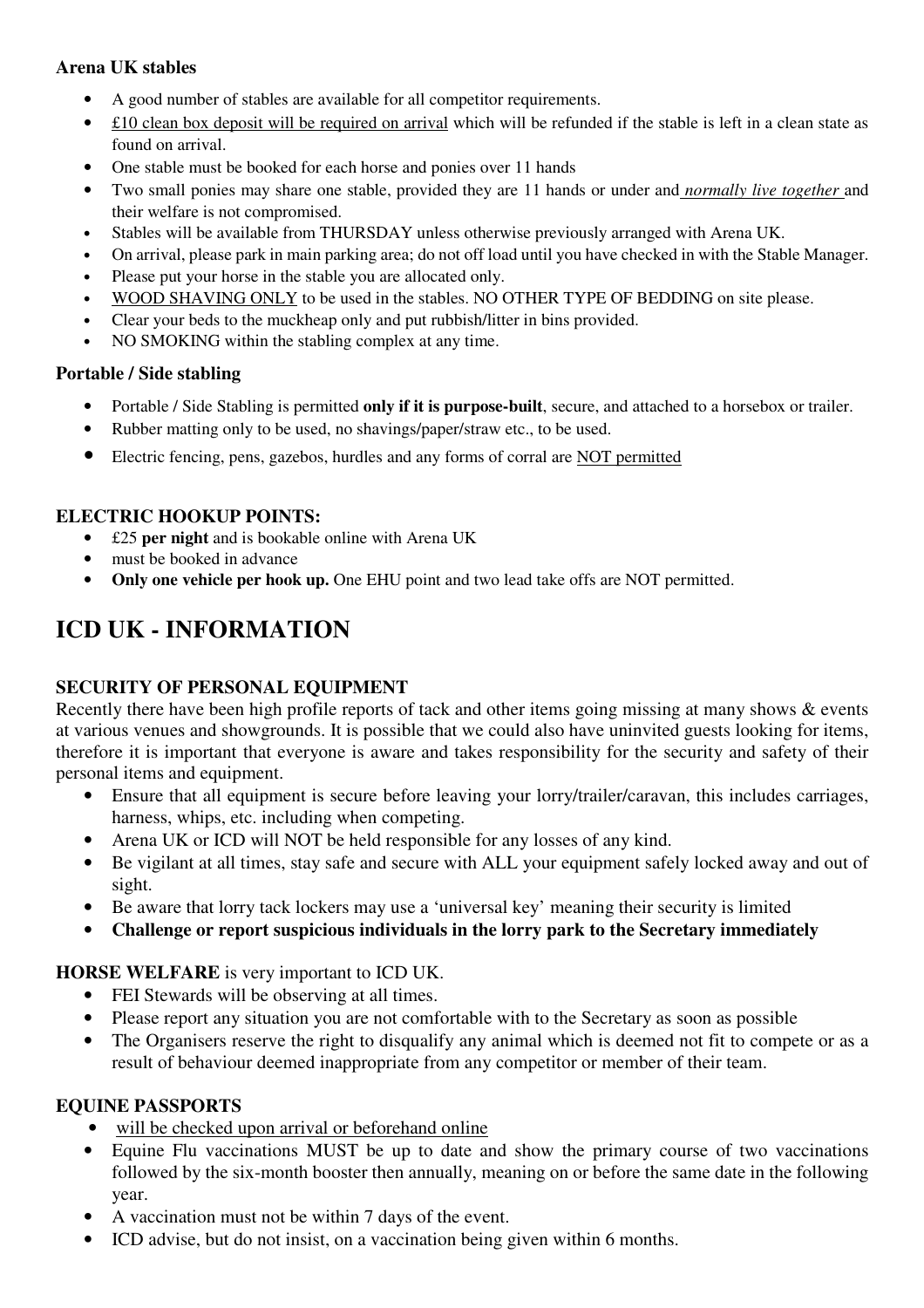**Arena UK stables**

- A good number of stables are available for all competitor requirements.
- <u>£10 clean box deposit will be required on arrival</u> which will be refunded if the stable is left in a clean state as found on arrival.
- One stable must be booked for each horse and ponies over 11 hands
- Two small ponies may share one stable, provided they are 11 hands or under and *<u>normally live together</u>* and their welfare is not compromised.
- Stables will be available from THURSDAY unless otherwise previously arranged with Arena UK.
- On arrival, please park in main parking area; do not off load until you have checked in with the Stable Manager.
- Please put your horse in the stable you are allocated only.
- <u>WOOD SHAVING ONLY</u> to be used in the stables. NO OTHER TYPE OF BEDDING on site please.
- Clear your beds to the muckheap only and put rubbish/litter in bins provided.
- NO SMOKING within the stabling complex at any time.

**Portable / Side stabling**

- Portable / Side Stabling is permitted **only if it is purpose-built**, secure, and attached to a horsebox or trailer.
- Rubber matting only to be used, no shavings/paper/straw etc., to be used.
- Electric fencing, pens, gazebos, hurdles and any forms of corral are <u>NOT permitted</u>

**ELECTRIC HOOKUP POINTS:**

- £25 **per night** and is bookable online with Arena UK
- must be booked in advance
- **Only one vehicle per hook up.** One EHU point and two lead take offs are NOT permitted.

# ICD UK - INFORMATION

**SECURITY OF PERSONAL EQUIPMENT**

Recently there have been high profile reports of tack and other items going missing at many shows & events at various venues and showgrounds. It is possible that we could also have uninvited guests looking for items, therefore it is important that everyone is aware and takes responsibility for the security and safety of their personal items and equipment.

- Ensure that all equipment is secure before leaving your lorry/trailer/caravan, this includes carriages, harness, whips, etc. including when competing.
- Arena UK or ICD will NOT be held responsible for any losses of any kind.
- Be vigilant at all times, stay safe and secure with ALL your equipment safely locked away and out of sight.
- Be aware that lorry tack lockers may use a 'universal key' meaning their security is limited
- **Challenge or report suspicious individuals in the lorry park to the Secretary immediately**

**HORSE WELFARE** is very important to ICD UK.

- FEI Stewards will be observing at all times.
- Please report any situation you are not comfortable with to the Secretary as soon as possible
- The Organisers reserve the right to disqualify any animal which is deemed not fit to compete or as a result of behaviour deemed inappropriate from any competitor or member of their team.

**EQUINE PASSPORTS**

- <u>will be checked upon arrival or beforehand online</u>
- Equine Flu vaccinations MUST be up to date and show the primary course of two vaccinations followed by the six-month booster then annually, meaning on or before the same date in the following year.
- A vaccination must not be within 7 days of the event.
- ICD advise, but do not insist, on a vaccination being given within 6 months.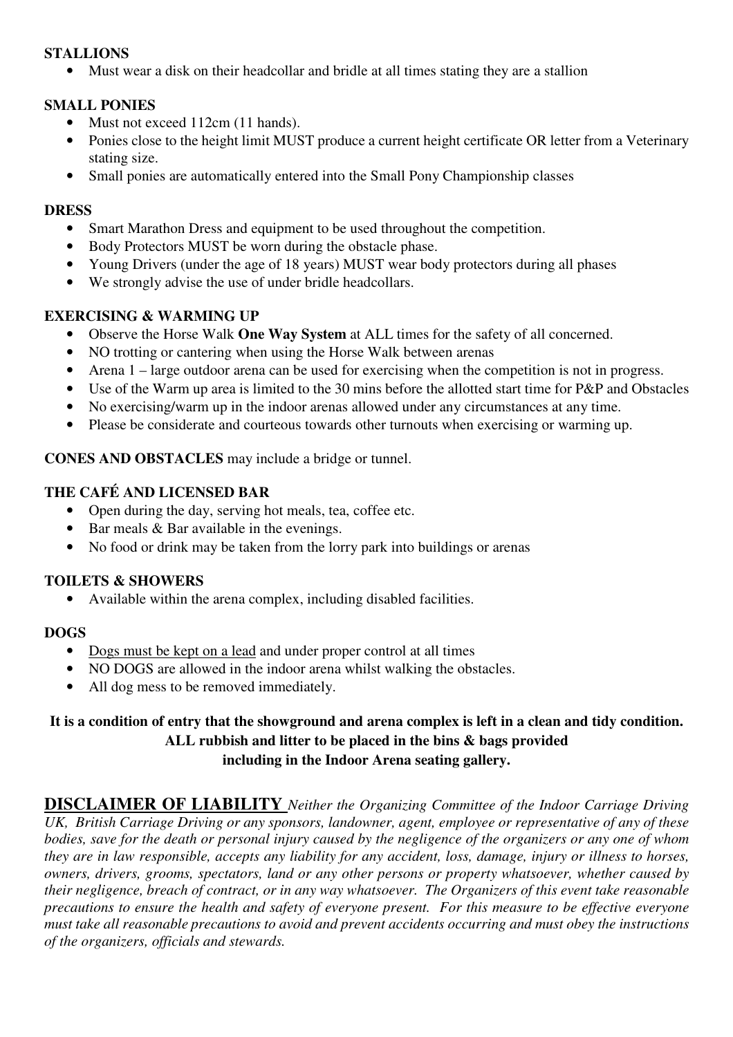**STALLIONS**

- Must wear a disk on their headcollar and bridle at all times stating they are a stallion

**SMALL PONIES**

- Must not exceed 112cm (11 hands).
- Ponies close to the height limit MUST produce a current height certificate OR letter from a Veterinary stating size.
- Small ponies are automatically entered into the Small Pony Championship classes

**DRESS**

- Smart Marathon Dress and equipment to be used throughout the competition.
- Body Protectors MUST be worn during the obstacle phase.
- Young Drivers (under the age of 18 years) MUST wear body protectors during all phases
- We strongly advise the use of under bridle headcollars.

**EXERCISING & WARMING UP**

- Observe the Horse Walk **One Way System** at ALL times for the safety of all concerned.
- NO trotting or cantering when using the Horse Walk between arenas
- Arena 1 – large outdoor arena can be used for exercising when the competition is not in progress.
- Use of the Warm up area is limited to the 30 mins before the allotted start time for P&P and Obstacles
- No exercising/warm up in the indoor arenas allowed under any circumstances at any time.
- Please be considerate and courteous towards other turnouts when exercising or warming up.

**CONES AND OBSTACLES** may include a bridge or tunnel.

**THE CAFÉ AND LICENSED BAR**

- Open during the day, serving hot meals, tea, coffee etc.
- Bar meals & Bar available in the evenings.
- No food or drink may be taken from the lorry park into buildings or arenas

**TOILETS & SHOWERS**

- Available within the arena complex, including disabled facilities.

**DOGS**

- <u>Dogs must be kept on a lead</u> and under proper control at all times
- NO DOGS are allowed in the indoor arena whilst walking the obstacles.
- All dog mess to be removed immediately.

**It is a condition of entry that the showground and arena complex is left in a clean and tidy condition. ALL rubbish and litter to be placed in the bins & bags provided including in the Indoor Arena seating gallery.**

**DISCLAIMER OF LIABILITY** *Neither the Organizing Committee of the Indoor Carriage Driving UK, British Carriage Driving or any sponsors, landowner, agent, employee or representative of any of these bodies, save for the death or personal injury caused by the negligence of the organizers or any one of whom they are in law responsible, accepts any liability for any accident, loss, damage, injury or illness to horses, owners, drivers, grooms, spectators, land or any other persons or property whatsoever, whether caused by their negligence, breach of contract, or in any way whatsoever. The Organizers of this event take reasonable precautions to ensure the health and safety of everyone present. For this measure to be effective everyone must take all reasonable precautions to avoid and prevent accidents occurring and must obey the instructions of the organizers, officials and stewards.*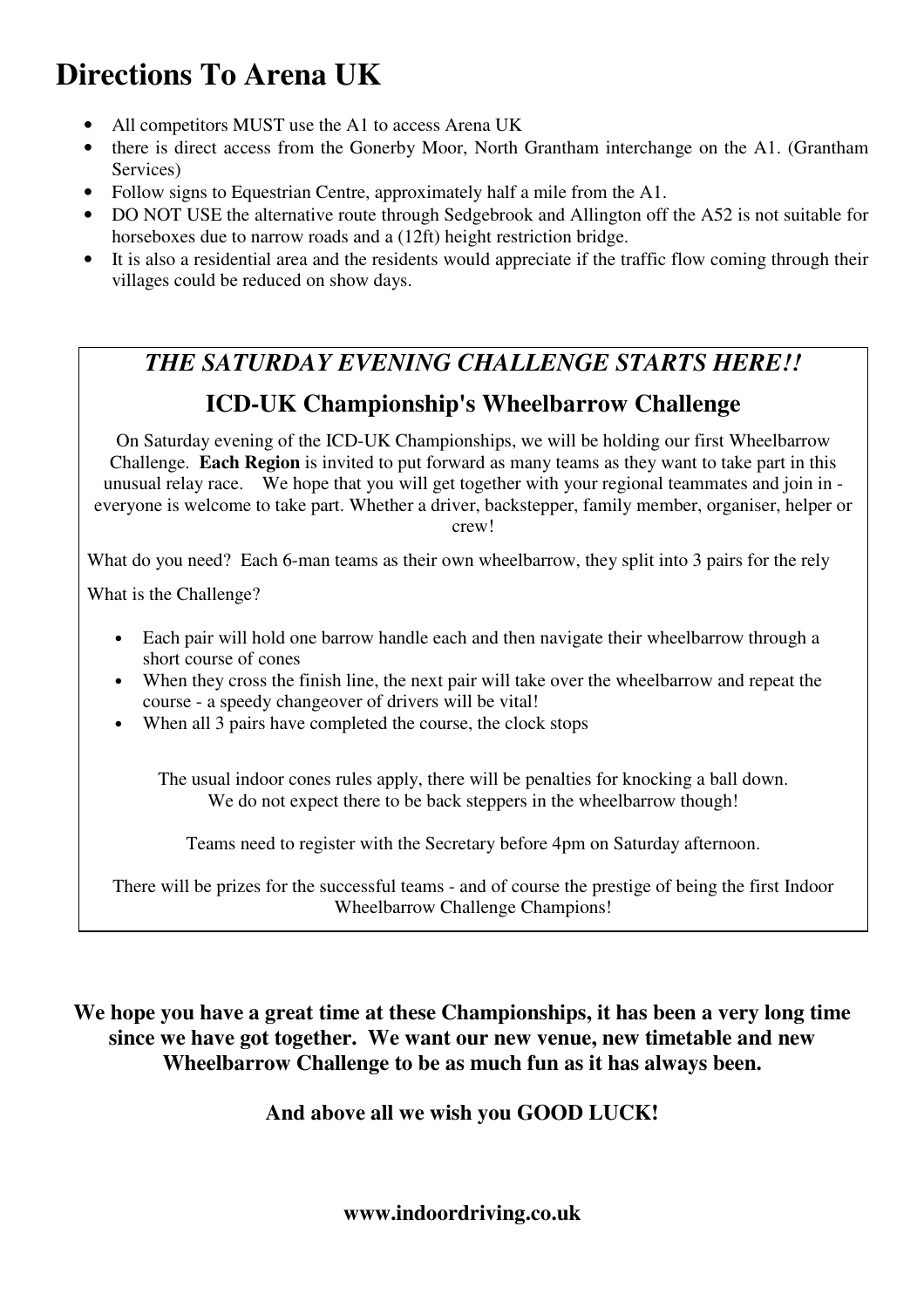# Directions To Arena UK

- All competitors MUST use the A1 to access Arena UK
- there is direct access from the Gonerby Moor, North Grantham interchange on the A1. (Grantham Services)
- Follow signs to Equestrian Centre, approximately half a mile from the A1.
- DO NOT USE the alternative route through Sedgebrook and Allington off the A52 is not suitable for horseboxes due to narrow roads and a (12ft) height restriction bridge.
- It is also a residential area and the residents would appreciate if the traffic flow coming through their villages could be reduced on show days.

## *THE SATURDAY EVENING CHALLENGE STARTS HERE!!*

## ICD-UK Championship's Wheelbarrow Challenge

On Saturday evening of the ICD-UK Championships, we will be holding our first Wheelbarrow Challenge. **Each Region** is invited to put forward as many teams as they want to take part in this unusual relay race. We hope that you will get together with your regional teammates and join in - everyone is welcome to take part. Whether a driver, backstepper, family member, organiser, helper or crew!

What do you need? Each 6-man teams as their own wheelbarrow, they split into 3 pairs for the rely

What is the Challenge?

- Each pair will hold one barrow handle each and then navigate their wheelbarrow through a short course of cones
- When they cross the finish line, the next pair will take over the wheelbarrow and repeat the course - a speedy changeover of drivers will be vital!
- When all 3 pairs have completed the course, the clock stops

The usual indoor cones rules apply, there will be penalties for knocking a ball down.
We do not expect there to be back steppers in the wheelbarrow though!

Teams need to register with the Secretary before 4pm on Saturday afternoon.

There will be prizes for the successful teams - and of course the prestige of being the first Indoor Wheelbarrow Challenge Champions!

**We hope you have a great time at these Championships, it has been a very long time since we have got together. We want our new venue, new timetable and new Wheelbarrow Challenge to be as much fun as it has always been.**

**And above all we wish you GOOD LUCK!**

**www.indoordriving.co.uk**